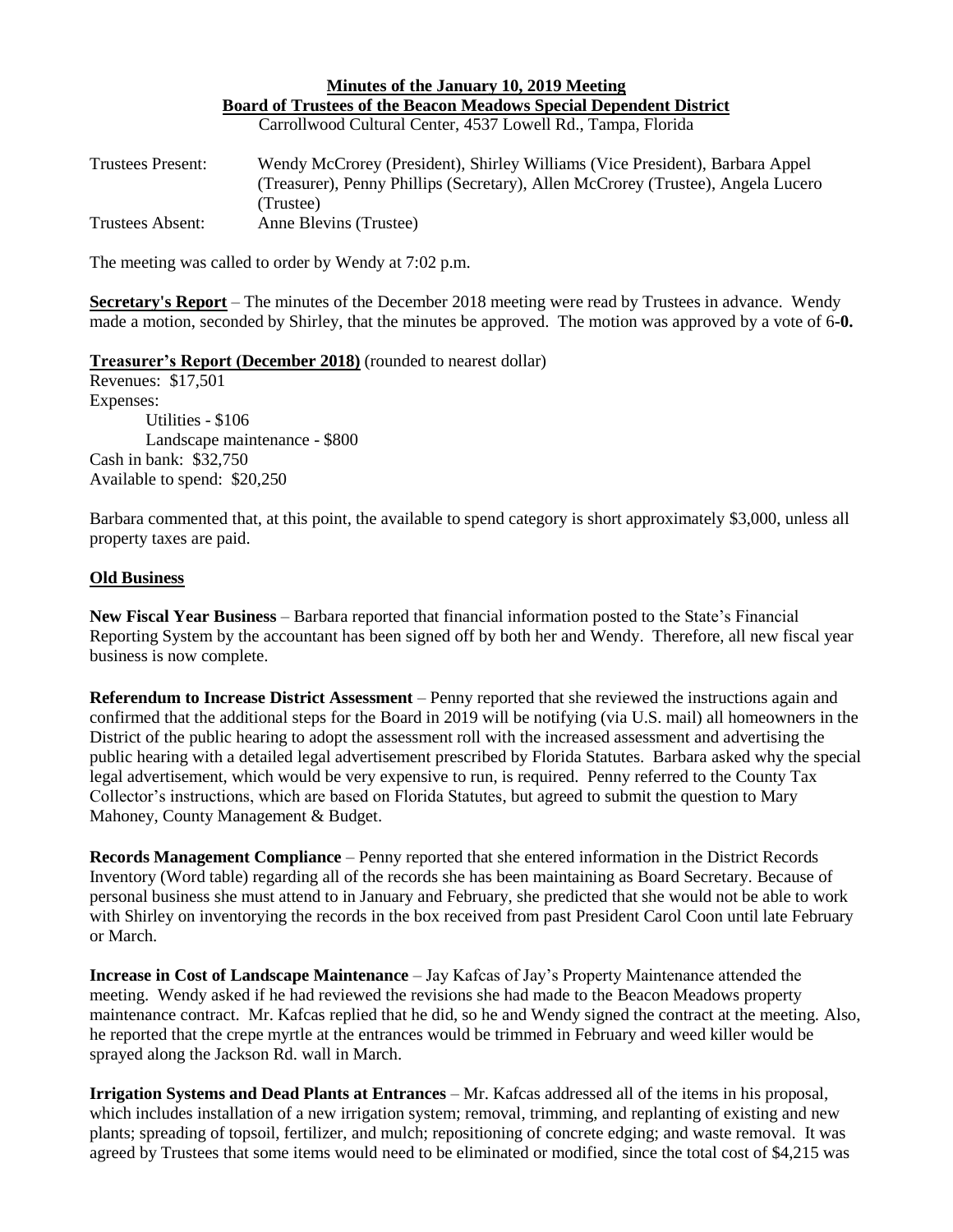# Minutes of the January 10, 2019 Meeting
## Board of Trustees of the Beacon Meadows Special Dependent District

Carrollwood Cultural Center, 4537 Lowell Rd., Tampa, Florida

Trustees Present: Wendy McCrorey (President), Shirley Williams (Vice President), Barbara Appel (Treasurer), Penny Phillips (Secretary), Allen McCrorey (Trustee), Angela Lucero (Trustee)

Trustees Absent: Anne Blevins (Trustee)

The meeting was called to order by Wendy at 7:02 p.m.

**Secretary's Report** – The minutes of the December 2018 meeting were read by Trustees in advance. Wendy made a motion, seconded by Shirley, that the minutes be approved. The motion was approved by a vote of 6**-0.**

**Treasurer's Report (December 2018)** (rounded to nearest dollar)

Revenues: $17,501

Expenses:

- Utilities - $106
- Landscape maintenance - $800

Cash in bank: $32,750

Available to spend: $20,250

Barbara commented that, at this point, the available to spend category is short approximately $3,000, unless all property taxes are paid.

**Old Business**

**New Fiscal Year Business** – Barbara reported that financial information posted to the State's Financial Reporting System by the accountant has been signed off by both her and Wendy. Therefore, all new fiscal year business is now complete.

**Referendum to Increase District Assessment** – Penny reported that she reviewed the instructions again and confirmed that the additional steps for the Board in 2019 will be notifying (via U.S. mail) all homeowners in the District of the public hearing to adopt the assessment roll with the increased assessment and advertising the public hearing with a detailed legal advertisement prescribed by Florida Statutes. Barbara asked why the special legal advertisement, which would be very expensive to run, is required. Penny referred to the County Tax Collector's instructions, which are based on Florida Statutes, but agreed to submit the question to Mary Mahoney, County Management & Budget.

**Records Management Compliance** – Penny reported that she entered information in the District Records Inventory (Word table) regarding all of the records she has been maintaining as Board Secretary. Because of personal business she must attend to in January and February, she predicted that she would not be able to work with Shirley on inventorying the records in the box received from past President Carol Coon until late February or March.

**Increase in Cost of Landscape Maintenance** – Jay Kafcas of Jay's Property Maintenance attended the meeting. Wendy asked if he had reviewed the revisions she had made to the Beacon Meadows property maintenance contract. Mr. Kafcas replied that he did, so he and Wendy signed the contract at the meeting. Also, he reported that the crepe myrtle at the entrances would be trimmed in February and weed killer would be sprayed along the Jackson Rd. wall in March.

**Irrigation Systems and Dead Plants at Entrances** – Mr. Kafcas addressed all of the items in his proposal, which includes installation of a new irrigation system; removal, trimming, and replanting of existing and new plants; spreading of topsoil, fertilizer, and mulch; repositioning of concrete edging; and waste removal. It was agreed by Trustees that some items would need to be eliminated or modified, since the total cost of $4,215 was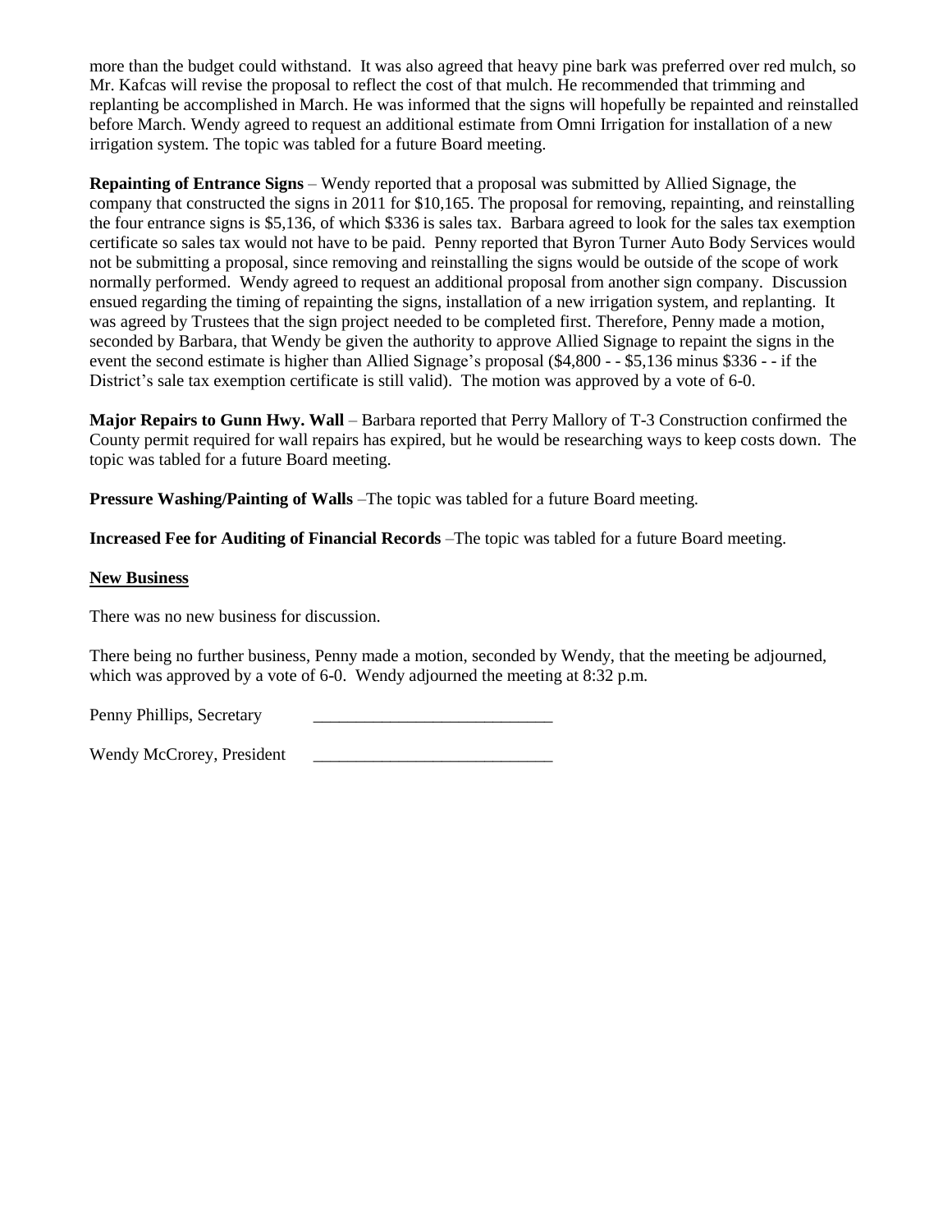more than the budget could withstand. It was also agreed that heavy pine bark was preferred over red mulch, so Mr. Kafcas will revise the proposal to reflect the cost of that mulch. He recommended that trimming and replanting be accomplished in March. He was informed that the signs will hopefully be repainted and reinstalled before March. Wendy agreed to request an additional estimate from Omni Irrigation for installation of a new irrigation system. The topic was tabled for a future Board meeting.

**Repainting of Entrance Signs** – Wendy reported that a proposal was submitted by Allied Signage, the company that constructed the signs in 2011 for $10,165. The proposal for removing, repainting, and reinstalling the four entrance signs is $5,136, of which $336 is sales tax. Barbara agreed to look for the sales tax exemption certificate so sales tax would not have to be paid. Penny reported that Byron Turner Auto Body Services would not be submitting a proposal, since removing and reinstalling the signs would be outside of the scope of work normally performed. Wendy agreed to request an additional proposal from another sign company. Discussion ensued regarding the timing of repainting the signs, installation of a new irrigation system, and replanting. It was agreed by Trustees that the sign project needed to be completed first. Therefore, Penny made a motion, seconded by Barbara, that Wendy be given the authority to approve Allied Signage to repaint the signs in the event the second estimate is higher than Allied Signage's proposal ($4,800 - - $5,136 minus $336 - - if the District's sale tax exemption certificate is still valid). The motion was approved by a vote of 6-0.

**Major Repairs to Gunn Hwy. Wall** – Barbara reported that Perry Mallory of T-3 Construction confirmed the County permit required for wall repairs has expired, but he would be researching ways to keep costs down. The topic was tabled for a future Board meeting.

**Pressure Washing/Painting of Walls** –The topic was tabled for a future Board meeting.

**Increased Fee for Auditing of Financial Records** –The topic was tabled for a future Board meeting.

## New Business

There was no new business for discussion.

There being no further business, Penny made a motion, seconded by Wendy, that the meeting be adjourned, which was approved by a vote of 6-0. Wendy adjourned the meeting at 8:32 p.m.

Penny Phillips, Secretary ____________________________

Wendy McCrorey, President ____________________________